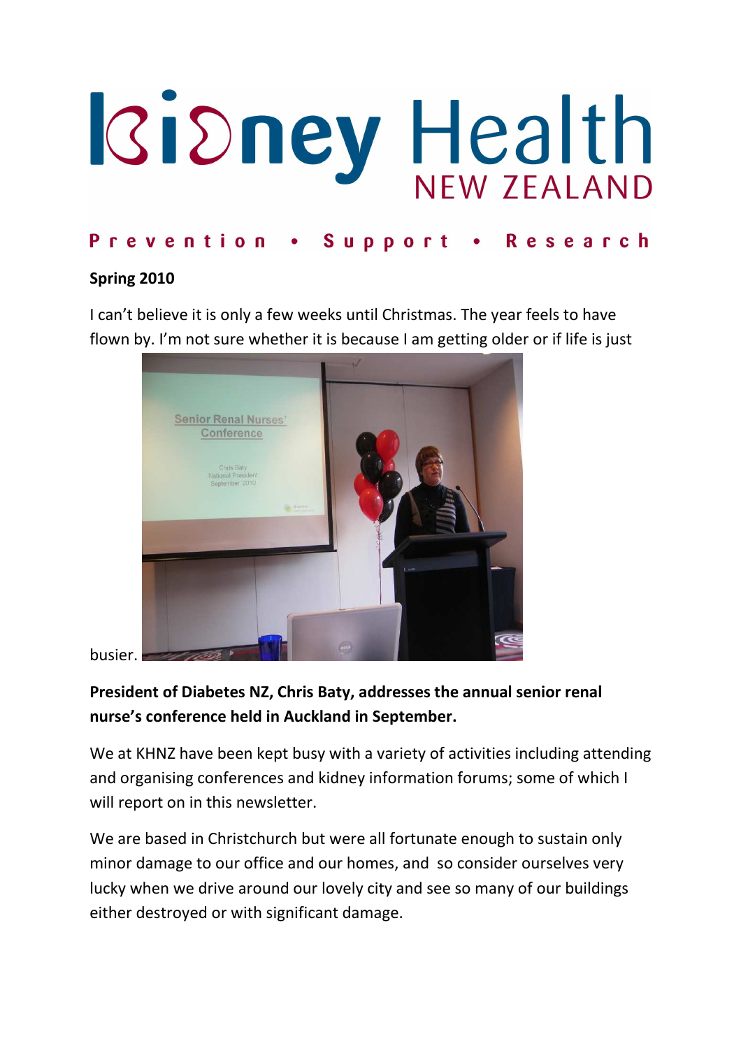# Kidney Health NEW ZEALAND

**Prevention • Support • Research**

**Spring 2010**

I can't believe it is only a few weeks until Christmas. The year feels to have flown by. I'm not sure whether it is because I am getting older or if life is just busier.

**President of Diabetes NZ, Chris Baty, addresses the annual senior renal nurse's conference held in Auckland in September.**

We at KHNZ have been kept busy with a variety of activities including attending and organising conferences and kidney information forums; some of which I will report on in this newsletter.

We are based in Christchurch but were all fortunate enough to sustain only minor damage to our office and our homes, and so consider ourselves very lucky when we drive around our lovely city and see so many of our buildings either destroyed or with significant damage.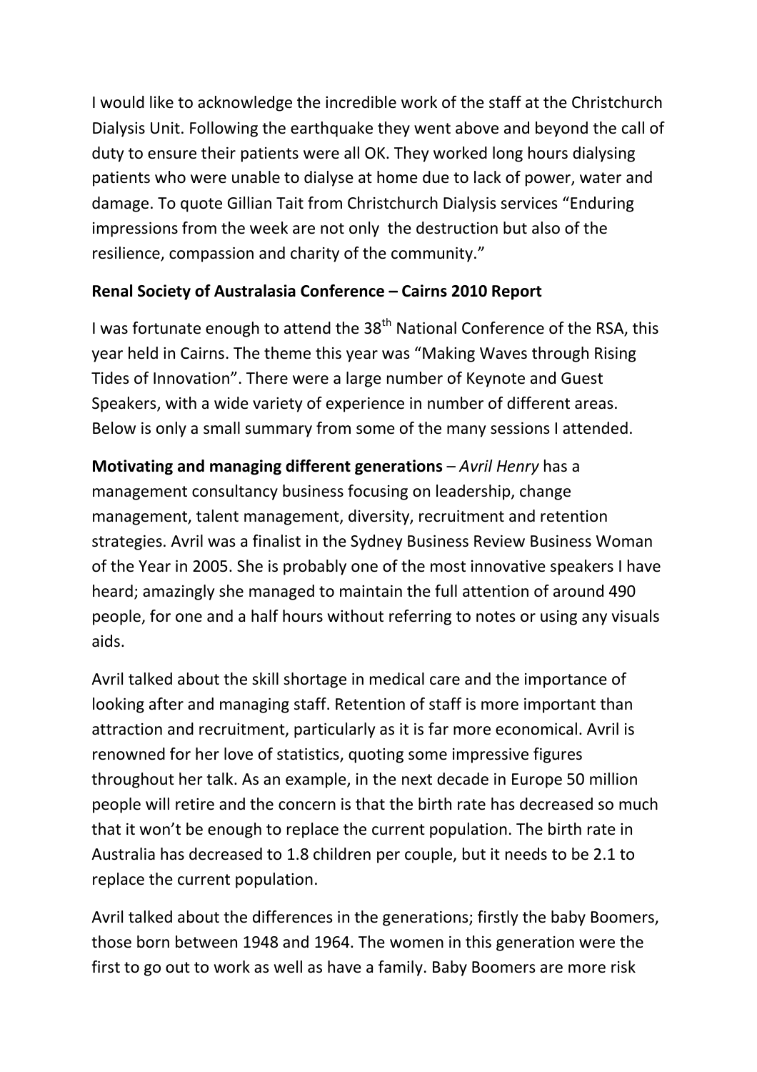I would like to acknowledge the incredible work of the staff at the Christchurch Dialysis Unit. Following the earthquake they went above and beyond the call of duty to ensure their patients were all OK. They worked long hours dialysing patients who were unable to dialyse at home due to lack of power, water and damage. To quote Gillian Tait from Christchurch Dialysis services "Enduring impressions from the week are not only the destruction but also of the resilience, compassion and charity of the community."

**Renal Society of Australasia Conference – Cairns 2010 Report**

I was fortunate enough to attend the 38th National Conference of the RSA, this year held in Cairns. The theme this year was "Making Waves through Rising Tides of Innovation". There were a large number of Keynote and Guest Speakers, with a wide variety of experience in number of different areas. Below is only a small summary from some of the many sessions I attended.

**Motivating and managing different generations** – *Avril Henry* has a management consultancy business focusing on leadership, change management, talent management, diversity, recruitment and retention strategies. Avril was a finalist in the Sydney Business Review Business Woman of the Year in 2005. She is probably one of the most innovative speakers I have heard; amazingly she managed to maintain the full attention of around 490 people, for one and a half hours without referring to notes or using any visuals aids.

Avril talked about the skill shortage in medical care and the importance of looking after and managing staff. Retention of staff is more important than attraction and recruitment, particularly as it is far more economical. Avril is renowned for her love of statistics, quoting some impressive figures throughout her talk. As an example, in the next decade in Europe 50 million people will retire and the concern is that the birth rate has decreased so much that it won't be enough to replace the current population. The birth rate in Australia has decreased to 1.8 children per couple, but it needs to be 2.1 to replace the current population.

Avril talked about the differences in the generations; firstly the baby Boomers, those born between 1948 and 1964. The women in this generation were the first to go out to work as well as have a family. Baby Boomers are more risk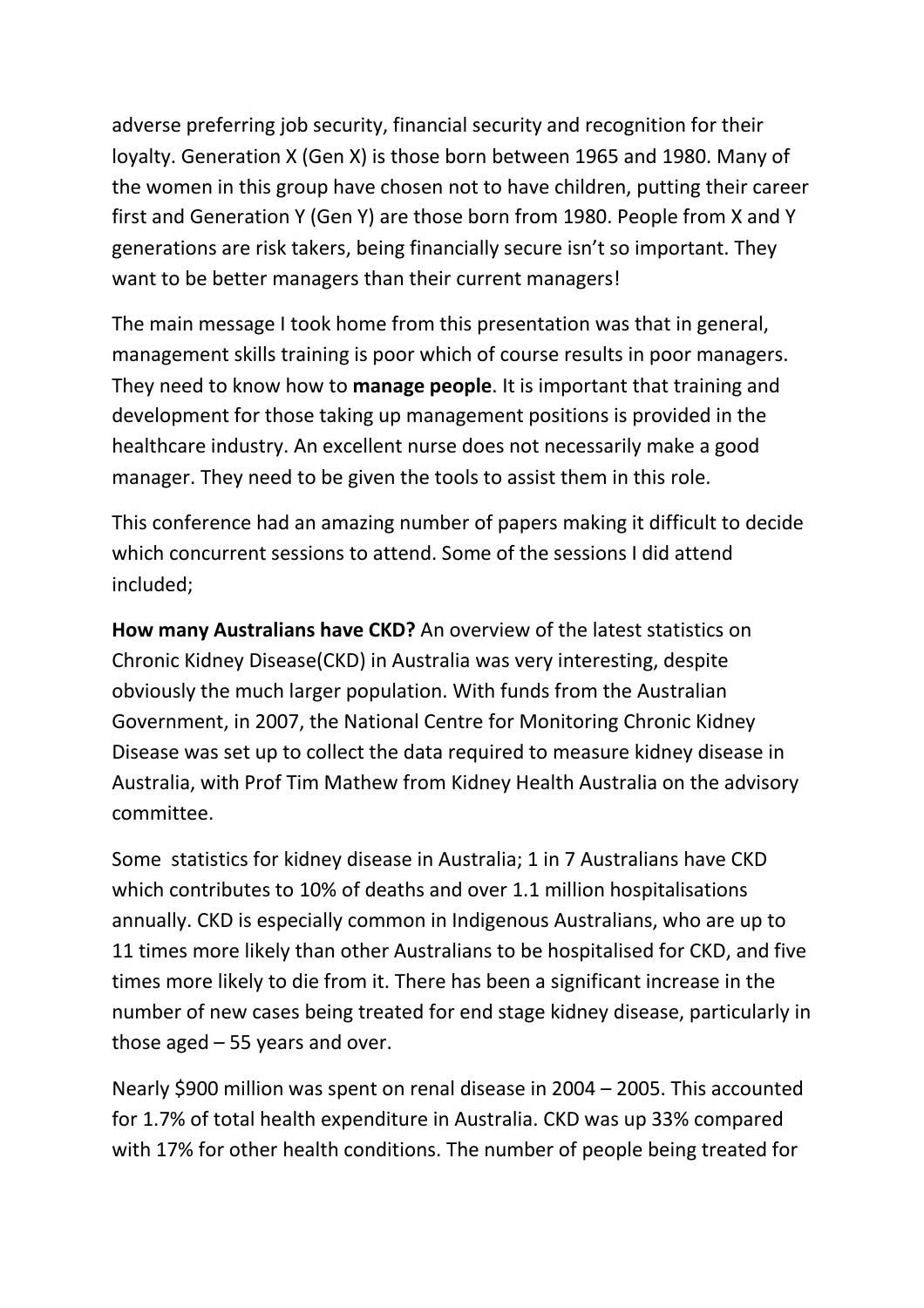adverse preferring job security, financial security and recognition for their loyalty. Generation X (Gen X) is those born between 1965 and 1980. Many of the women in this group have chosen not to have children, putting their career first and Generation Y (Gen Y) are those born from 1980. People from X and Y generations are risk takers, being financially secure isn't so important. They want to be better managers than their current managers!

The main message I took home from this presentation was that in general, management skills training is poor which of course results in poor managers. They need to know how to **manage people**. It is important that training and development for those taking up management positions is provided in the healthcare industry. An excellent nurse does not necessarily make a good manager. They need to be given the tools to assist them in this role.

This conference had an amazing number of papers making it difficult to decide which concurrent sessions to attend. Some of the sessions I did attend included;

**How many Australians have CKD?** An overview of the latest statistics on Chronic Kidney Disease(CKD) in Australia was very interesting, despite obviously the much larger population. With funds from the Australian Government, in 2007, the National Centre for Monitoring Chronic Kidney Disease was set up to collect the data required to measure kidney disease in Australia, with Prof Tim Mathew from Kidney Health Australia on the advisory committee.

Some statistics for kidney disease in Australia; 1 in 7 Australians have CKD which contributes to 10% of deaths and over 1.1 million hospitalisations annually. CKD is especially common in Indigenous Australians, who are up to 11 times more likely than other Australians to be hospitalised for CKD, and five times more likely to die from it. There has been a significant increase in the number of new cases being treated for end stage kidney disease, particularly in those aged – 55 years and over.

Nearly $900 million was spent on renal disease in 2004 – 2005. This accounted for 1.7% of total health expenditure in Australia. CKD was up 33% compared with 17% for other health conditions. The number of people being treated for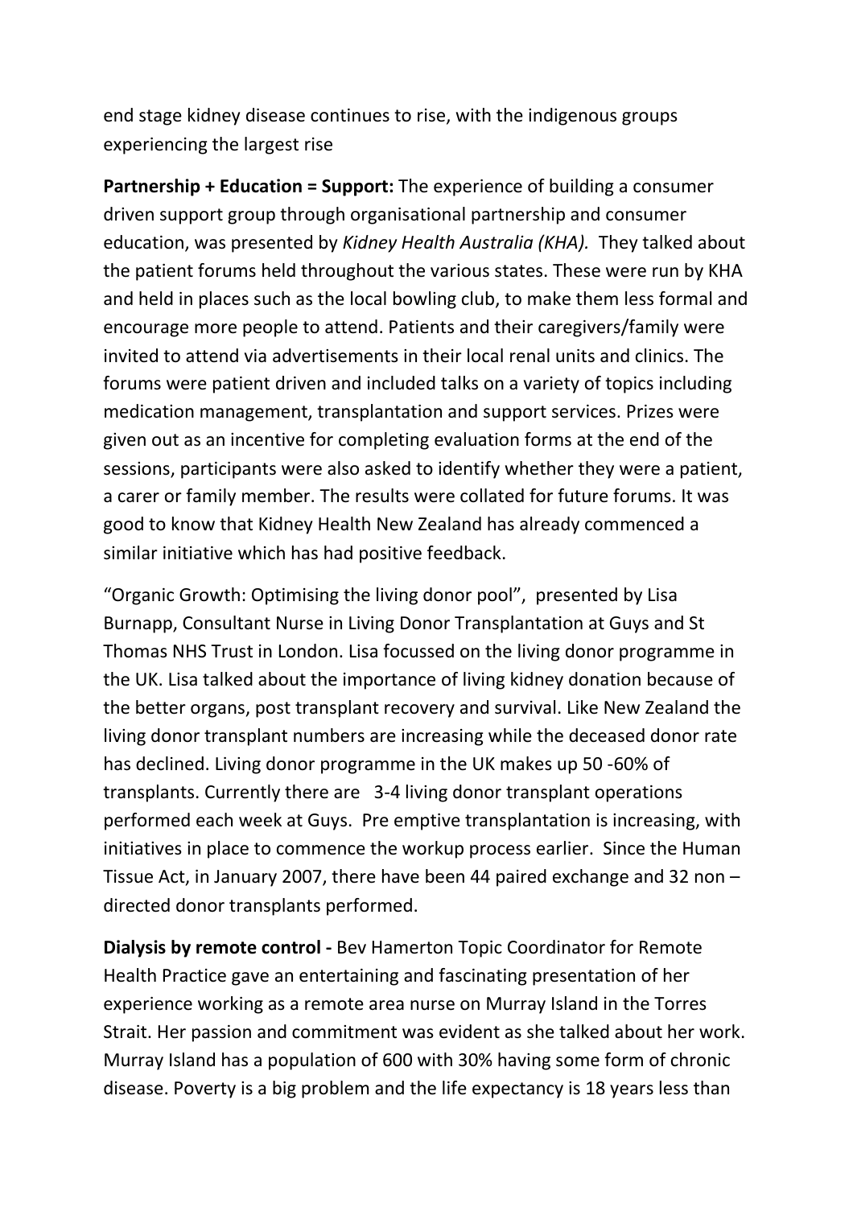end stage kidney disease continues to rise, with the indigenous groups experiencing the largest rise

**Partnership + Education = Support:** The experience of building a consumer driven support group through organisational partnership and consumer education, was presented by *Kidney Health Australia (KHA).* They talked about the patient forums held throughout the various states. These were run by KHA and held in places such as the local bowling club, to make them less formal and encourage more people to attend. Patients and their caregivers/family were invited to attend via advertisements in their local renal units and clinics. The forums were patient driven and included talks on a variety of topics including medication management, transplantation and support services. Prizes were given out as an incentive for completing evaluation forms at the end of the sessions, participants were also asked to identify whether they were a patient, a carer or family member. The results were collated for future forums. It was good to know that Kidney Health New Zealand has already commenced a similar initiative which has had positive feedback.

"Organic Growth: Optimising the living donor pool", presented by Lisa Burnapp, Consultant Nurse in Living Donor Transplantation at Guys and St Thomas NHS Trust in London. Lisa focussed on the living donor programme in the UK. Lisa talked about the importance of living kidney donation because of the better organs, post transplant recovery and survival. Like New Zealand the living donor transplant numbers are increasing while the deceased donor rate has declined. Living donor programme in the UK makes up 50 -60% of transplants. Currently there are 3-4 living donor transplant operations performed each week at Guys. Pre emptive transplantation is increasing, with initiatives in place to commence the workup process earlier. Since the Human Tissue Act, in January 2007, there have been 44 paired exchange and 32 non – directed donor transplants performed.

**Dialysis by remote control -** Bev Hamerton Topic Coordinator for Remote Health Practice gave an entertaining and fascinating presentation of her experience working as a remote area nurse on Murray Island in the Torres Strait. Her passion and commitment was evident as she talked about her work. Murray Island has a population of 600 with 30% having some form of chronic disease. Poverty is a big problem and the life expectancy is 18 years less than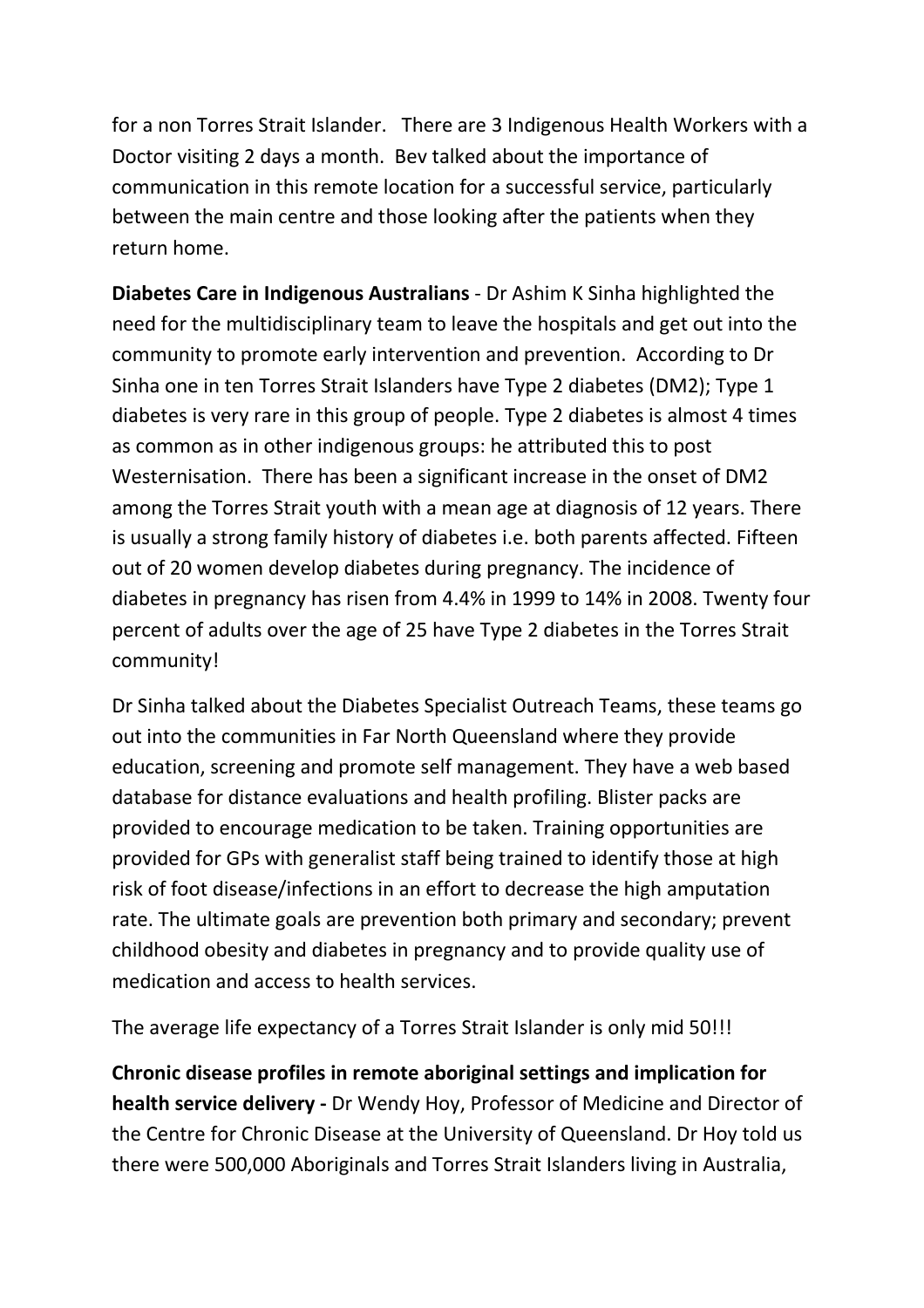for a non Torres Strait Islander.  There are 3 Indigenous Health Workers with a Doctor visiting 2 days a month.  Bev talked about the importance of communication in this remote location for a successful service, particularly between the main centre and those looking after the patients when they return home.

**Diabetes Care in Indigenous Australians** - Dr Ashim K Sinha highlighted the need for the multidisciplinary team to leave the hospitals and get out into the community to promote early intervention and prevention.  According to Dr Sinha one in ten Torres Strait Islanders have Type 2 diabetes (DM2); Type 1 diabetes is very rare in this group of people. Type 2 diabetes is almost 4 times as common as in other indigenous groups: he attributed this to post Westernisation.  There has been a significant increase in the onset of DM2 among the Torres Strait youth with a mean age at diagnosis of 12 years. There is usually a strong family history of diabetes i.e. both parents affected. Fifteen out of 20 women develop diabetes during pregnancy. The incidence of diabetes in pregnancy has risen from 4.4% in 1999 to 14% in 2008. Twenty four percent of adults over the age of 25 have Type 2 diabetes in the Torres Strait community!

Dr Sinha talked about the Diabetes Specialist Outreach Teams, these teams go out into the communities in Far North Queensland where they provide education, screening and promote self management. They have a web based database for distance evaluations and health profiling. Blister packs are provided to encourage medication to be taken. Training opportunities are provided for GPs with generalist staff being trained to identify those at high risk of foot disease/infections in an effort to decrease the high amputation rate. The ultimate goals are prevention both primary and secondary; prevent childhood obesity and diabetes in pregnancy and to provide quality use of medication and access to health services.

The average life expectancy of a Torres Strait Islander is only mid 50!!!

**Chronic disease profiles in remote aboriginal settings and implication for health service delivery -** Dr Wendy Hoy, Professor of Medicine and Director of the Centre for Chronic Disease at the University of Queensland. Dr Hoy told us there were 500,000 Aboriginals and Torres Strait Islanders living in Australia,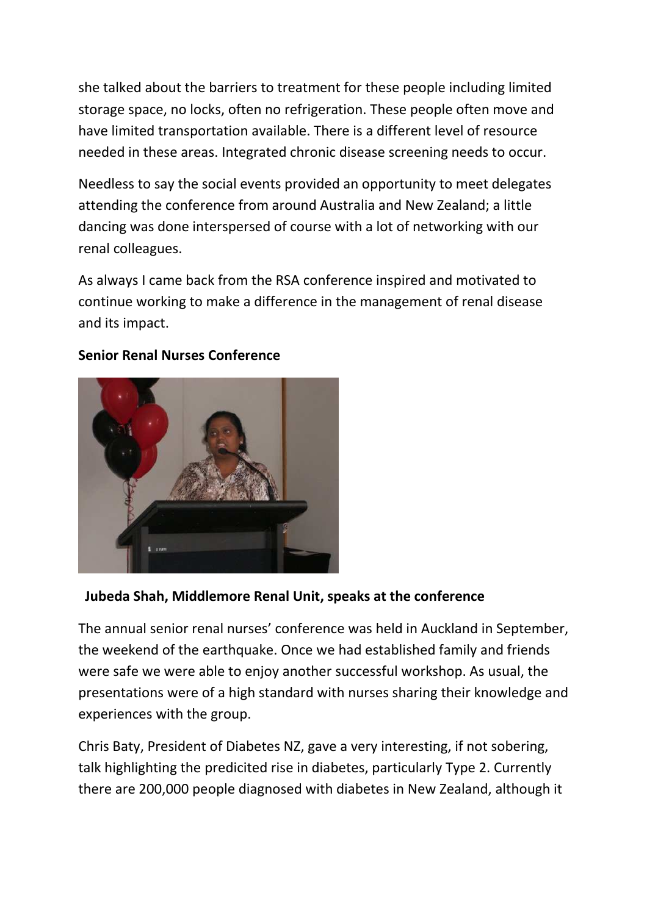she talked about the barriers to treatment for these people including limited storage space, no locks, often no refrigeration. These people often move and have limited transportation available. There is a different level of resource needed in these areas. Integrated chronic disease screening needs to occur.

Needless to say the social events provided an opportunity to meet delegates attending the conference from around Australia and New Zealand; a little dancing was done interspersed of course with a lot of networking with our renal colleagues.

As always I came back from the RSA conference inspired and motivated to continue working to make a difference in the management of renal disease and its impact.

**Senior Renal Nurses Conference**

**Jubeda Shah, Middlemore Renal Unit, speaks at the conference**

The annual senior renal nurses' conference was held in Auckland in September, the weekend of the earthquake. Once we had established family and friends were safe we were able to enjoy another successful workshop. As usual, the presentations were of a high standard with nurses sharing their knowledge and experiences with the group.

Chris Baty, President of Diabetes NZ, gave a very interesting, if not sobering, talk highlighting the predicited rise in diabetes, particularly Type 2. Currently there are 200,000 people diagnosed with diabetes in New Zealand, although it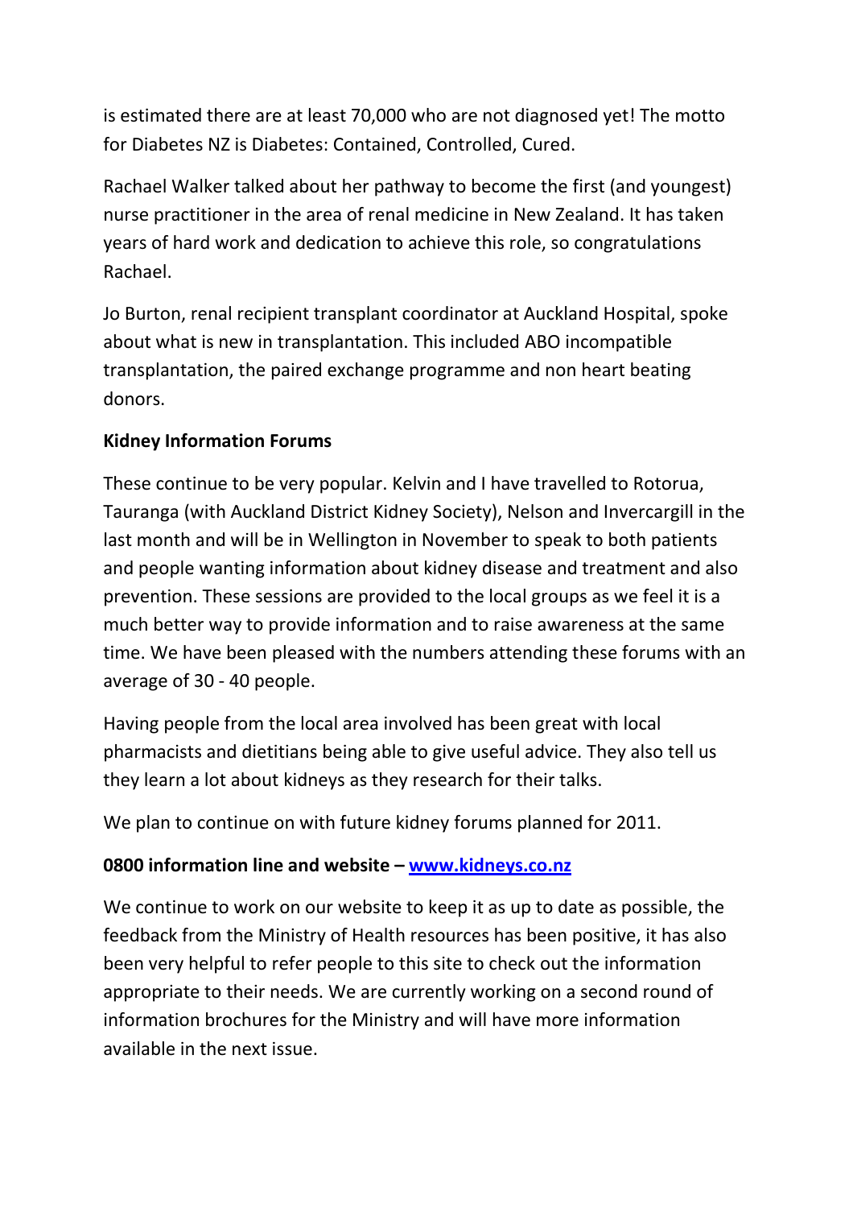is estimated there are at least 70,000 who are not diagnosed yet! The motto for Diabetes NZ is Diabetes: Contained, Controlled, Cured.

Rachael Walker talked about her pathway to become the first (and youngest) nurse practitioner in the area of renal medicine in New Zealand. It has taken years of hard work and dedication to achieve this role, so congratulations Rachael.

Jo Burton, renal recipient transplant coordinator at Auckland Hospital, spoke about what is new in transplantation. This included ABO incompatible transplantation, the paired exchange programme and non heart beating donors.

**Kidney Information Forums**

These continue to be very popular. Kelvin and I have travelled to Rotorua, Tauranga (with Auckland District Kidney Society), Nelson and Invercargill in the last month and will be in Wellington in November to speak to both patients and people wanting information about kidney disease and treatment and also prevention. These sessions are provided to the local groups as we feel it is a much better way to provide information and to raise awareness at the same time. We have been pleased with the numbers attending these forums with an average of 30 - 40 people.

Having people from the local area involved has been great with local pharmacists and dietitians being able to give useful advice. They also tell us they learn a lot about kidneys as they research for their talks.

We plan to continue on with future kidney forums planned for 2011.

**0800 information line and website – [www.kidneys.co.nz](http://www.kidneys.co.nz)**

We continue to work on our website to keep it as up to date as possible, the feedback from the Ministry of Health resources has been positive, it has also been very helpful to refer people to this site to check out the information appropriate to their needs. We are currently working on a second round of information brochures for the Ministry and will have more information available in the next issue.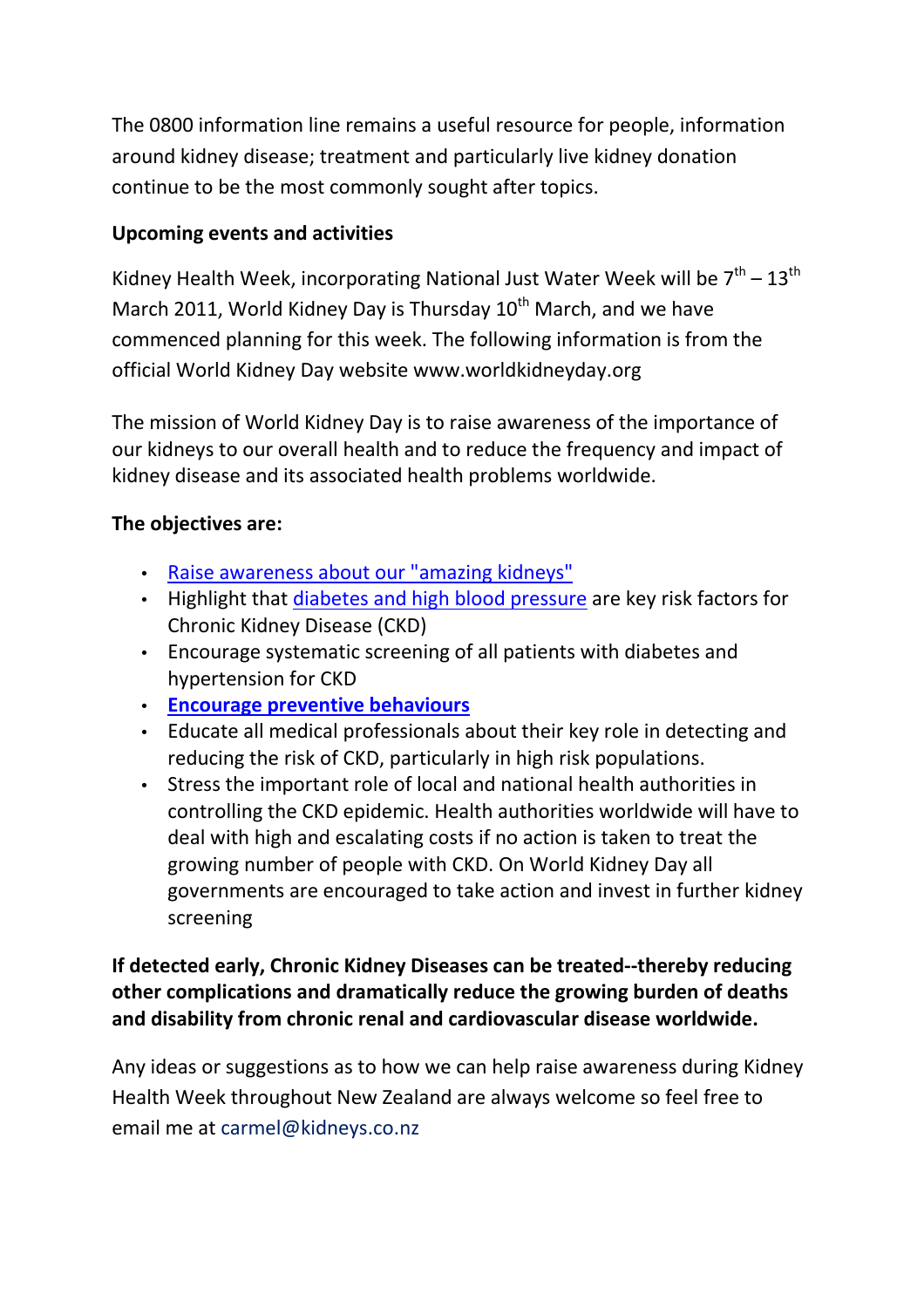The 0800 information line remains a useful resource for people, information around kidney disease; treatment and particularly live kidney donation continue to be the most commonly sought after topics.

**Upcoming events and activities**

Kidney Health Week, incorporating National Just Water Week will be 7th – 13th March 2011, World Kidney Day is Thursday 10th March, and we have commenced planning for this week. The following information is from the official World Kidney Day website www.worldkidneyday.org

The mission of World Kidney Day is to raise awareness of the importance of our kidneys to our overall health and to reduce the frequency and impact of kidney disease and its associated health problems worldwide.

**The objectives are:**

- Raise awareness about our "amazing kidneys"
- Highlight that diabetes and high blood pressure are key risk factors for Chronic Kidney Disease (CKD)
- Encourage systematic screening of all patients with diabetes and hypertension for CKD
- **Encourage preventive behaviours**
- Educate all medical professionals about their key role in detecting and reducing the risk of CKD, particularly in high risk populations.
- Stress the important role of local and national health authorities in controlling the CKD epidemic. Health authorities worldwide will have to deal with high and escalating costs if no action is taken to treat the growing number of people with CKD. On World Kidney Day all governments are encouraged to take action and invest in further kidney screening

**If detected early, Chronic Kidney Diseases can be treated--thereby reducing other complications and dramatically reduce the growing burden of deaths and disability from chronic renal and cardiovascular disease worldwide.**

Any ideas or suggestions as to how we can help raise awareness during Kidney Health Week throughout New Zealand are always welcome so feel free to email me at carmel@kidneys.co.nz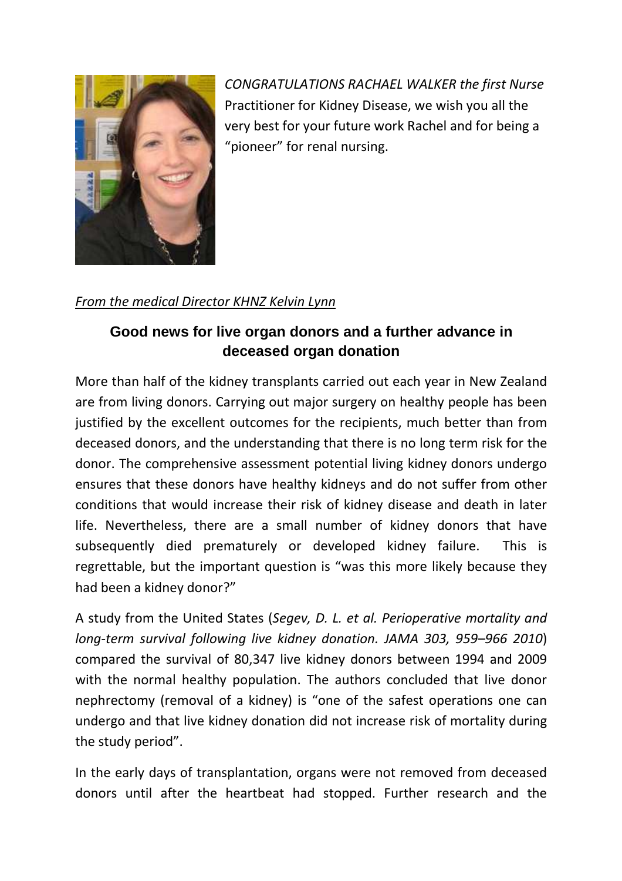*CONGRATULATIONS RACHAEL WALKER the first Nurse* Practitioner for Kidney Disease, we wish you all the very best for your future work Rachel and for being a "pioneer" for renal nursing.

*From the medical Director KHNZ Kelvin Lynn*

## Good news for live organ donors and a further advance in deceased organ donation

More than half of the kidney transplants carried out each year in New Zealand are from living donors. Carrying out major surgery on healthy people has been justified by the excellent outcomes for the recipients, much better than from deceased donors, and the understanding that there is no long term risk for the donor. The comprehensive assessment potential living kidney donors undergo ensures that these donors have healthy kidneys and do not suffer from other conditions that would increase their risk of kidney disease and death in later life. Nevertheless, there are a small number of kidney donors that have subsequently died prematurely or developed kidney failure. This is regrettable, but the important question is "was this more likely because they had been a kidney donor?"

A study from the United States (*Segev, D. L. et al. Perioperative mortality and long-term survival following live kidney donation. JAMA 303, 959–966 2010*) compared the survival of 80,347 live kidney donors between 1994 and 2009 with the normal healthy population. The authors concluded that live donor nephrectomy (removal of a kidney) is "one of the safest operations one can undergo and that live kidney donation did not increase risk of mortality during the study period".

In the early days of transplantation, organs were not removed from deceased donors until after the heartbeat had stopped. Further research and the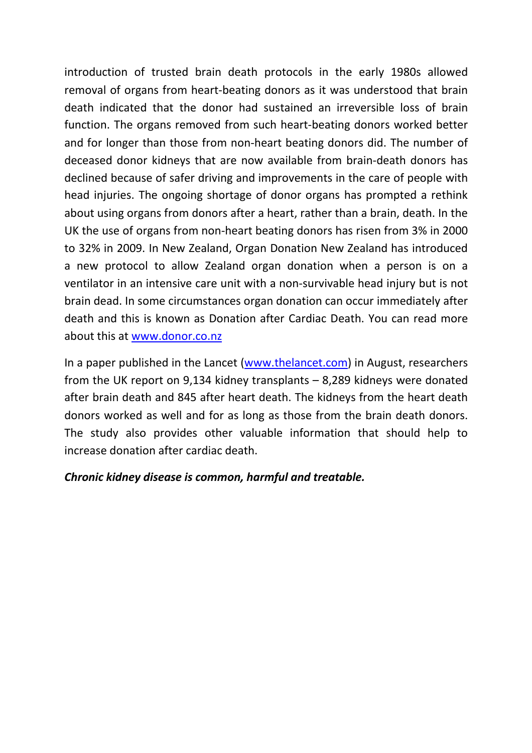introduction of trusted brain death protocols in the early 1980s allowed removal of organs from heart-beating donors as it was understood that brain death indicated that the donor had sustained an irreversible loss of brain function. The organs removed from such heart-beating donors worked better and for longer than those from non-heart beating donors did. The number of deceased donor kidneys that are now available from brain-death donors has declined because of safer driving and improvements in the care of people with head injuries. The ongoing shortage of donor organs has prompted a rethink about using organs from donors after a heart, rather than a brain, death. In the UK the use of organs from non-heart beating donors has risen from 3% in 2000 to 32% in 2009. In New Zealand, Organ Donation New Zealand has introduced a new protocol to allow Zealand organ donation when a person is on a ventilator in an intensive care unit with a non-survivable head injury but is not brain dead. In some circumstances organ donation can occur immediately after death and this is known as Donation after Cardiac Death. You can read more about this at [www.donor.co.nz](http://www.donor.co.nz)

In a paper published in the Lancet ([www.thelancet.com](http://www.thelancet.com)) in August, researchers from the UK report on 9,134 kidney transplants – 8,289 kidneys were donated after brain death and 845 after heart death. The kidneys from the heart death donors worked as well and for as long as those from the brain death donors. The study also provides other valuable information that should help to increase donation after cardiac death.

***Chronic kidney disease is common, harmful and treatable.***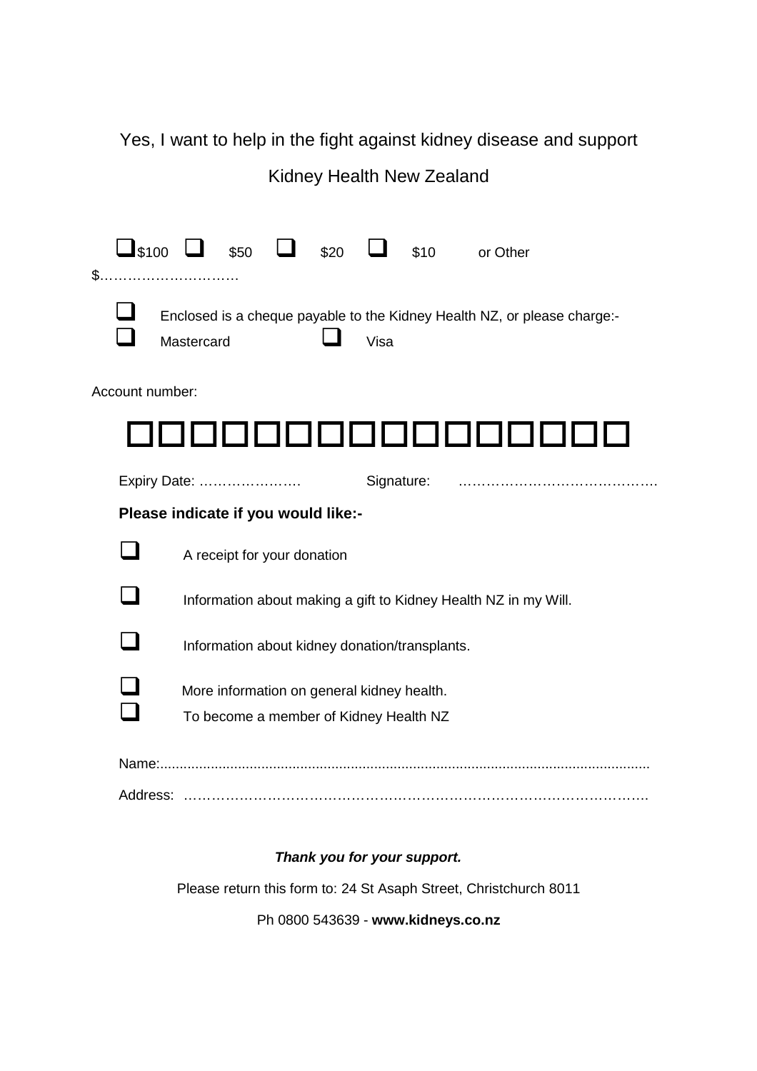Yes, I want to help in the fight against kidney disease and support

Kidney Health New Zealand

❑ $100 ❑ $50 ❑ $20 ❑ $10 or Other $…………………………

❑ Enclosed is a cheque payable to the Kidney Health NZ, or please charge:-

❑ Mastercard ❑ Visa

Account number:

□□□□□□□□□□□□□□□□

Expiry Date: …………………. Signature: …………………………………….

**Please indicate if you would like:-**

❑ A receipt for your donation

❑ Information about making a gift to Kidney Health NZ in my Will.

❑ Information about kidney donation/transplants.

❑ More information on general kidney health.

❑ To become a member of Kidney Health NZ

Name:.............................................................................................................................

Address: ………………………………………………………………………………………..

***Thank you for your support.***

Please return this form to: 24 St Asaph Street, Christchurch 8011

Ph 0800 543639 - **www.kidneys.co.nz**